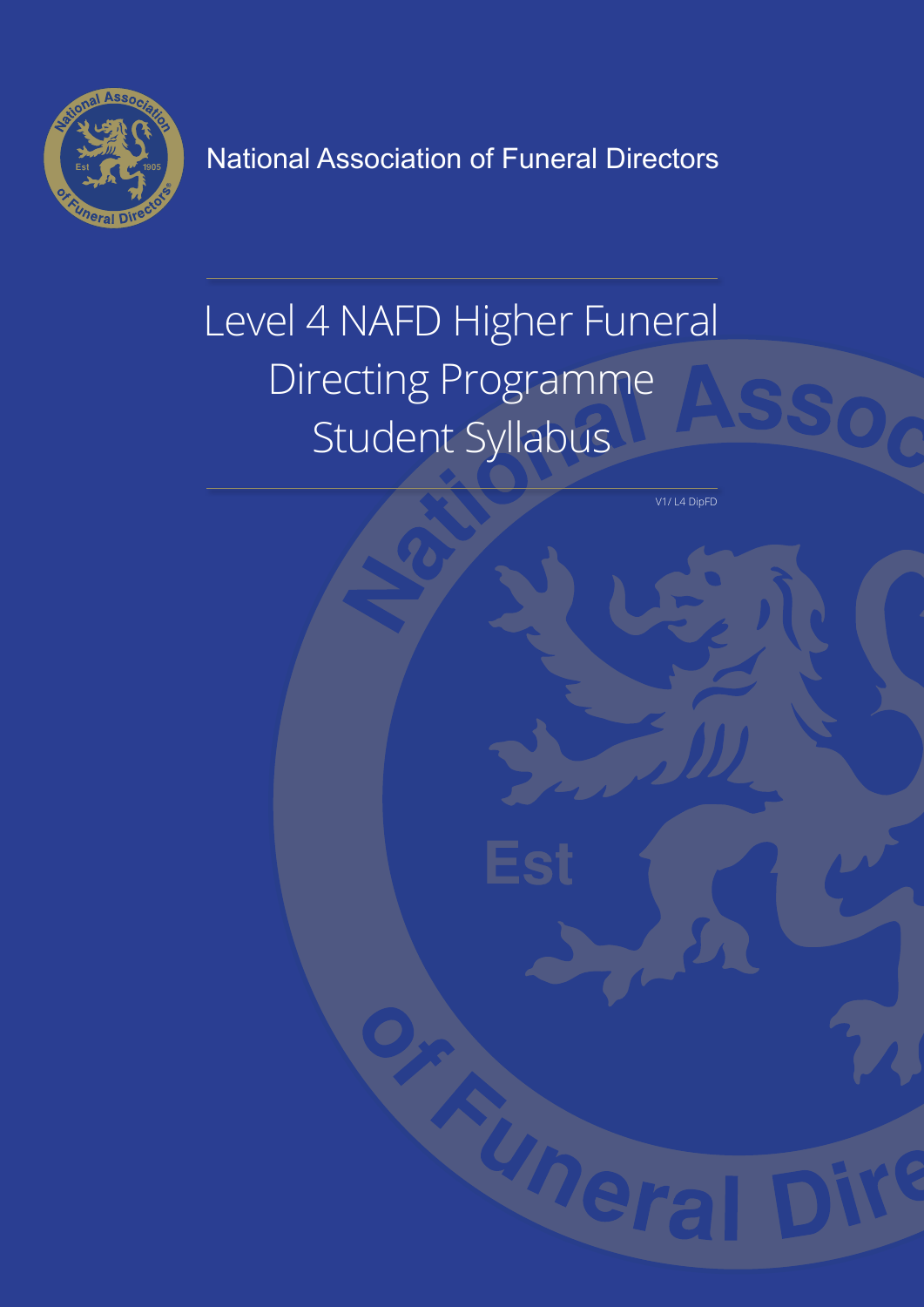National Association of Funeral Directors

# Level 4 NAFD Higher Funeral Directing Programme Student Syllabus

V1/ L4 DipFD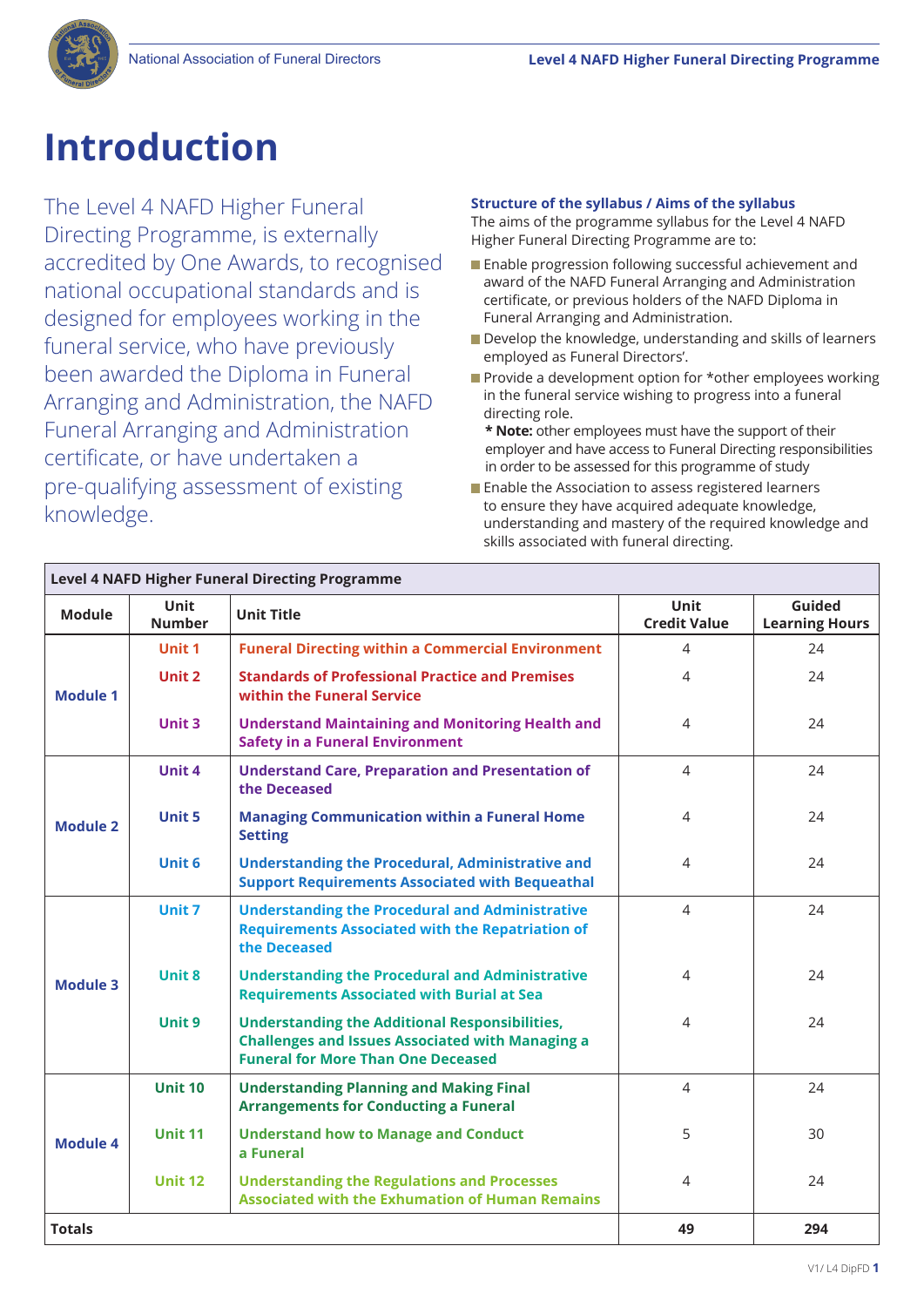# Introduction

The Level 4 NAFD Higher Funeral Directing Programme, is externally accredited by One Awards, to recognised national occupational standards and is designed for employees working in the funeral service, who have previously been awarded the Diploma in Funeral Arranging and Administration, the NAFD Funeral Arranging and Administration certificate, or have undertaken a pre-qualifying assessment of existing knowledge.

**Structure of the syllabus / Aims of the syllabus**

The aims of the programme syllabus for the Level 4 NAFD Higher Funeral Directing Programme are to:

- Enable progression following successful achievement and award of the NAFD Funeral Arranging and Administration certificate, or previous holders of the NAFD Diploma in Funeral Arranging and Administration.
- Develop the knowledge, understanding and skills of learners employed as Funeral Directors'.
- Provide a development option for *other employees working in the funeral service wishing to progress into a funeral directing role.
  **\* Note:** other employees must have the support of their employer and have access to Funeral Directing responsibilities in order to be assessed for this programme of study
- Enable the Association to assess registered learners to ensure they have acquired adequate knowledge, understanding and mastery of the required knowledge and skills associated with funeral directing.

| **Level 4 NAFD Higher Funeral Directing Programme** | | | | |
|---|---|---|---|---|
| **Module** | **Unit Number** | **Unit Title** | **Unit Credit Value** | **Guided Learning Hours** |
| **Module 1** | **Unit 1** | **Funeral Directing within a Commercial Environment** | 4 | 24 |
| | **Unit 2** | **Standards of Professional Practice and Premises within the Funeral Service** | 4 | 24 |
| | **Unit 3** | **Understand Maintaining and Monitoring Health and Safety in a Funeral Environment** | 4 | 24 |
| **Module 2** | **Unit 4** | **Understand Care, Preparation and Presentation of the Deceased** | 4 | 24 |
| | **Unit 5** | **Managing Communication within a Funeral Home Setting** | 4 | 24 |
| | **Unit 6** | **Understanding the Procedural, Administrative and Support Requirements Associated with Bequeathal** | 4 | 24 |
| **Module 3** | **Unit 7** | **Understanding the Procedural and Administrative Requirements Associated with the Repatriation of the Deceased** | 4 | 24 |
| | **Unit 8** | **Understanding the Procedural and Administrative Requirements Associated with Burial at Sea** | 4 | 24 |
| | **Unit 9** | **Understanding the Additional Responsibilities, Challenges and Issues Associated with Managing a Funeral for More Than One Deceased** | 4 | 24 |
| **Module 4** | **Unit 10** | **Understanding Planning and Making Final Arrangements for Conducting a Funeral** | 4 | 24 |
| | **Unit 11** | **Understand how to Manage and Conduct a Funeral** | 5 | 30 |
| | **Unit 12** | **Understanding the Regulations and Processes Associated with the Exhumation of Human Remains** | 4 | 24 |
| **Totals** | | | **49** | **294** |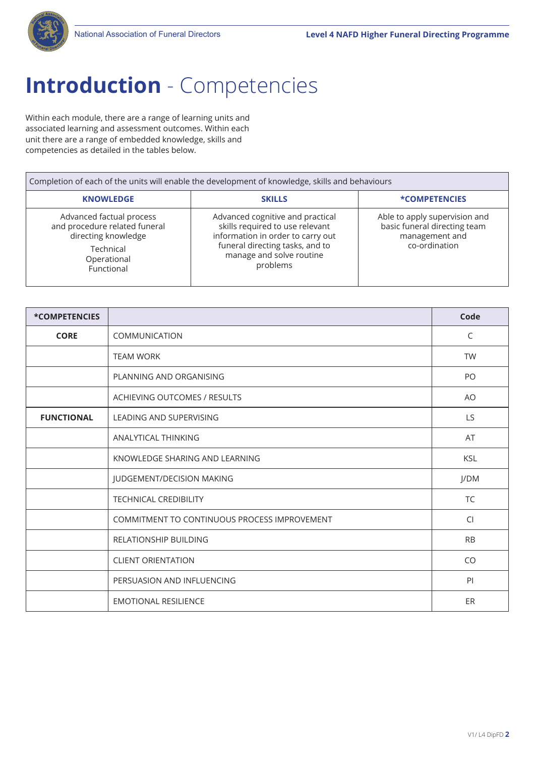# **Introduction** - Competencies

Within each module, there are a range of learning units and associated learning and assessment outcomes. Within each unit there are a range of embedded knowledge, skills and competencies as detailed in the tables below.

| Completion of each of the units will enable the development of knowledge, skills and behaviours | | |
|---|---|---|
| **KNOWLEDGE** | **SKILLS** | ***COMPETENCIES** |
| Advanced factual process and procedure related funeral directing knowledge<br>Technical<br>Operational<br>Functional | Advanced cognitive and practical skills required to use relevant information in order to carry out funeral directing tasks, and to manage and solve routine problems | Able to apply supervision and basic funeral directing team management and co-ordination |

| ***COMPETENCIES** | | **Code** |
|---|---|---|
| **CORE** | COMMUNICATION | C |
| | TEAM WORK | TW |
| | PLANNING AND ORGANISING | PO |
| | ACHIEVING OUTCOMES / RESULTS | AO |
| **FUNCTIONAL** | LEADING AND SUPERVISING | LS |
| | ANALYTICAL THINKING | AT |
| | KNOWLEDGE SHARING AND LEARNING | KSL |
| | JUDGEMENT/DECISION MAKING | J/DM |
| | TECHNICAL CREDIBILITY | TC |
| | COMMITMENT TO CONTINUOUS PROCESS IMPROVEMENT | CI |
| | RELATIONSHIP BUILDING | RB |
| | CLIENT ORIENTATION | CO |
| | PERSUASION AND INFLUENCING | PI |
| | EMOTIONAL RESILIENCE | ER |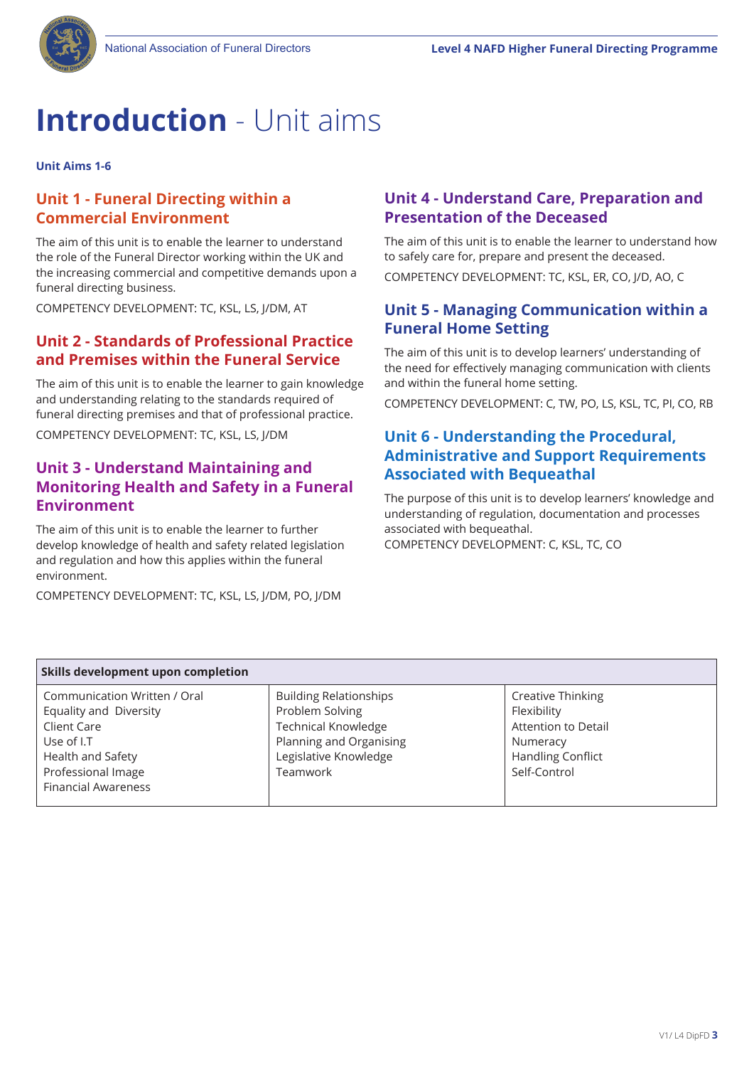# Introduction - Unit aims

**Unit Aims 1-6**

## Unit 1 - Funeral Directing within a Commercial Environment

The aim of this unit is to enable the learner to understand the role of the Funeral Director working within the UK and the increasing commercial and competitive demands upon a funeral directing business.

COMPETENCY DEVELOPMENT: TC, KSL, LS, J/DM, AT

## Unit 2 - Standards of Professional Practice and Premises within the Funeral Service

The aim of this unit is to enable the learner to gain knowledge and understanding relating to the standards required of funeral directing premises and that of professional practice.

COMPETENCY DEVELOPMENT: TC, KSL, LS, J/DM

## Unit 3 - Understand Maintaining and Monitoring Health and Safety in a Funeral Environment

The aim of this unit is to enable the learner to further develop knowledge of health and safety related legislation and regulation and how this applies within the funeral environment.

COMPETENCY DEVELOPMENT: TC, KSL, LS, J/DM, PO, J/DM

## Unit 4 - Understand Care, Preparation and Presentation of the Deceased

The aim of this unit is to enable the learner to understand how to safely care for, prepare and present the deceased.

COMPETENCY DEVELOPMENT: TC, KSL, ER, CO, J/D, AO, C

## Unit 5 - Managing Communication within a Funeral Home Setting

The aim of this unit is to develop learners' understanding of the need for effectively managing communication with clients and within the funeral home setting.

COMPETENCY DEVELOPMENT: C, TW, PO, LS, KSL, TC, PI, CO, RB

## Unit 6 - Understanding the Procedural, Administrative and Support Requirements Associated with Bequeathal

The purpose of this unit is to develop learners' knowledge and understanding of regulation, documentation and processes associated with bequeathal.

COMPETENCY DEVELOPMENT: C, KSL, TC, CO

| Skills development upon completion | | |
|---|---|---|
| Communication Written / Oral<br>Equality and Diversity<br>Client Care<br>Use of I.T<br>Health and Safety<br>Professional Image<br>Financial Awareness | Building Relationships<br>Problem Solving<br>Technical Knowledge<br>Planning and Organising<br>Legislative Knowledge<br>Teamwork | Creative Thinking<br>Flexibility<br>Attention to Detail<br>Numeracy<br>Handling Conflict<br>Self-Control |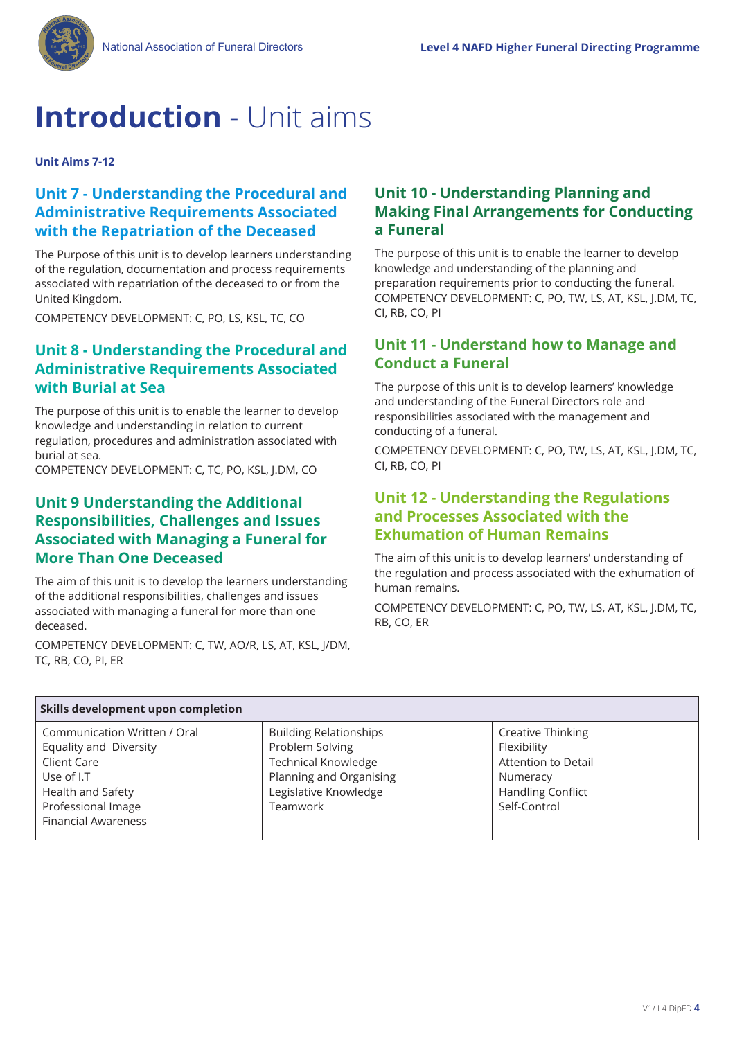# Introduction - Unit aims

**Unit Aims 7-12**

## Unit 7 - Understanding the Procedural and Administrative Requirements Associated with the Repatriation of the Deceased

The Purpose of this unit is to develop learners understanding of the regulation, documentation and process requirements associated with repatriation of the deceased to or from the United Kingdom.

COMPETENCY DEVELOPMENT: C, PO, LS, KSL, TC, CO

## Unit 8 - Understanding the Procedural and Administrative Requirements Associated with Burial at Sea

The purpose of this unit is to enable the learner to develop knowledge and understanding in relation to current regulation, procedures and administration associated with burial at sea.
COMPETENCY DEVELOPMENT: C, TC, PO, KSL, J.DM, CO

## Unit 9 Understanding the Additional Responsibilities, Challenges and Issues Associated with Managing a Funeral for More Than One Deceased

The aim of this unit is to develop the learners understanding of the additional responsibilities, challenges and issues associated with managing a funeral for more than one deceased.

COMPETENCY DEVELOPMENT: C, TW, AO/R, LS, AT, KSL, J/DM, TC, RB, CO, PI, ER

## Unit 10 - Understanding Planning and Making Final Arrangements for Conducting a Funeral

The purpose of this unit is to enable the learner to develop knowledge and understanding of the planning and preparation requirements prior to conducting the funeral.
COMPETENCY DEVELOPMENT: C, PO, TW, LS, AT, KSL, J.DM, TC, CI, RB, CO, PI

## Unit 11 - Understand how to Manage and Conduct a Funeral

The purpose of this unit is to develop learners' knowledge and understanding of the Funeral Directors role and responsibilities associated with the management and conducting of a funeral.

COMPETENCY DEVELOPMENT: C, PO, TW, LS, AT, KSL, J.DM, TC, CI, RB, CO, PI

## Unit 12 - Understanding the Regulations and Processes Associated with the Exhumation of Human Remains

The aim of this unit is to develop learners' understanding of the regulation and process associated with the exhumation of human remains.

COMPETENCY DEVELOPMENT: C, PO, TW, LS, AT, KSL, J.DM, TC, RB, CO, ER

| Skills development upon completion | | |
|---|---|---|
| Communication Written / Oral<br>Equality and Diversity<br>Client Care<br>Use of I.T<br>Health and Safety<br>Professional Image<br>Financial Awareness | Building Relationships<br>Problem Solving<br>Technical Knowledge<br>Planning and Organising<br>Legislative Knowledge<br>Teamwork | Creative Thinking<br>Flexibility<br>Attention to Detail<br>Numeracy<br>Handling Conflict<br>Self-Control |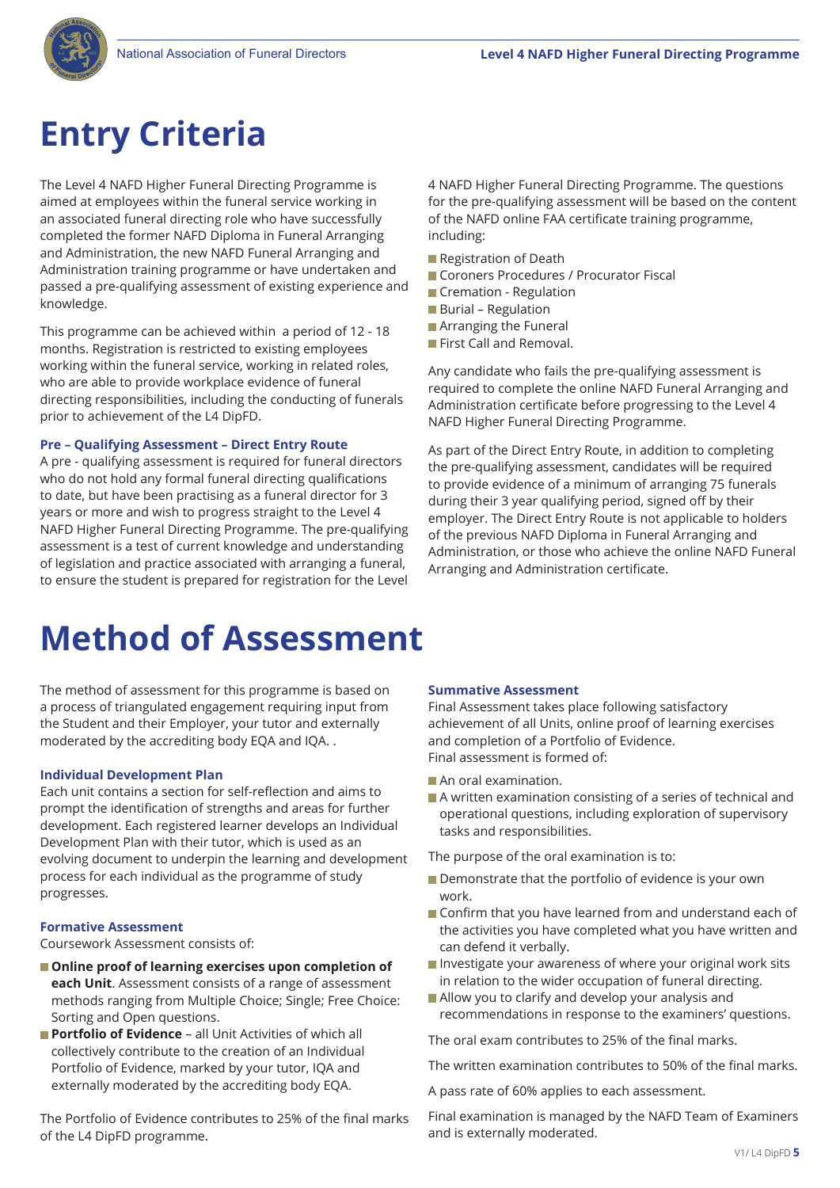# Entry Criteria

The Level 4 NAFD Higher Funeral Directing Programme is aimed at employees within the funeral service working in an associated funeral directing role who have successfully completed the former NAFD Diploma in Funeral Arranging and Administration, the new NAFD Funeral Arranging and Administration training programme or have undertaken and passed a pre-qualifying assessment of existing experience and knowledge.

This programme can be achieved within a period of 12 - 18 months. Registration is restricted to existing employees working within the funeral service, working in related roles, who are able to provide workplace evidence of funeral directing responsibilities, including the conducting of funerals prior to achievement of the L4 DipFD.

### Pre – Qualifying Assessment – Direct Entry Route

A pre - qualifying assessment is required for funeral directors who do not hold any formal funeral directing qualifications to date, but have been practising as a funeral director for 3 years or more and wish to progress straight to the Level 4 NAFD Higher Funeral Directing Programme. The pre-qualifying assessment is a test of current knowledge and understanding of legislation and practice associated with arranging a funeral, to ensure the student is prepared for registration for the Level 4 NAFD Higher Funeral Directing Programme. The questions for the pre-qualifying assessment will be based on the content of the NAFD online FAA certificate training programme, including:

- Registration of Death
- Coroners Procedures / Procurator Fiscal
- Cremation - Regulation
- Burial – Regulation
- Arranging the Funeral
- First Call and Removal.

Any candidate who fails the pre-qualifying assessment is required to complete the online NAFD Funeral Arranging and Administration certificate before progressing to the Level 4 NAFD Higher Funeral Directing Programme.

As part of the Direct Entry Route, in addition to completing the pre-qualifying assessment, candidates will be required to provide evidence of a minimum of arranging 75 funerals during their 3 year qualifying period, signed off by their employer. The Direct Entry Route is not applicable to holders of the previous NAFD Diploma in Funeral Arranging and Administration, or those who achieve the online NAFD Funeral Arranging and Administration certificate.

# Method of Assessment

The method of assessment for this programme is based on a process of triangulated engagement requiring input from the Student and their Employer, your tutor and externally moderated by the accrediting body EQA and IQA. .

### Individual Development Plan

Each unit contains a section for self-reflection and aims to prompt the identification of strengths and areas for further development. Each registered learner develops an Individual Development Plan with their tutor, which is used as an evolving document to underpin the learning and development process for each individual as the programme of study progresses.

### Formative Assessment

Coursework Assessment consists of:

- **Online proof of learning exercises upon completion of each Unit**. Assessment consists of a range of assessment methods ranging from Multiple Choice; Single; Free Choice: Sorting and Open questions.
- **Portfolio of Evidence** – all Unit Activities of which all collectively contribute to the creation of an Individual Portfolio of Evidence, marked by your tutor, IQA and externally moderated by the accrediting body EQA.

The Portfolio of Evidence contributes to 25% of the final marks of the L4 DipFD programme.

### Summative Assessment

Final Assessment takes place following satisfactory achievement of all Units, online proof of learning exercises and completion of a Portfolio of Evidence.
Final assessment is formed of:

- An oral examination.
- A written examination consisting of a series of technical and operational questions, including exploration of supervisory tasks and responsibilities.

The purpose of the oral examination is to:

- Demonstrate that the portfolio of evidence is your own work.
- Confirm that you have learned from and understand each of the activities you have completed what you have written and can defend it verbally.
- Investigate your awareness of where your original work sits in relation to the wider occupation of funeral directing.
- Allow you to clarify and develop your analysis and recommendations in response to the examiners' questions.

The oral exam contributes to 25% of the final marks.

The written examination contributes to 50% of the final marks.

A pass rate of 60% applies to each assessment.

Final examination is managed by the NAFD Team of Examiners and is externally moderated.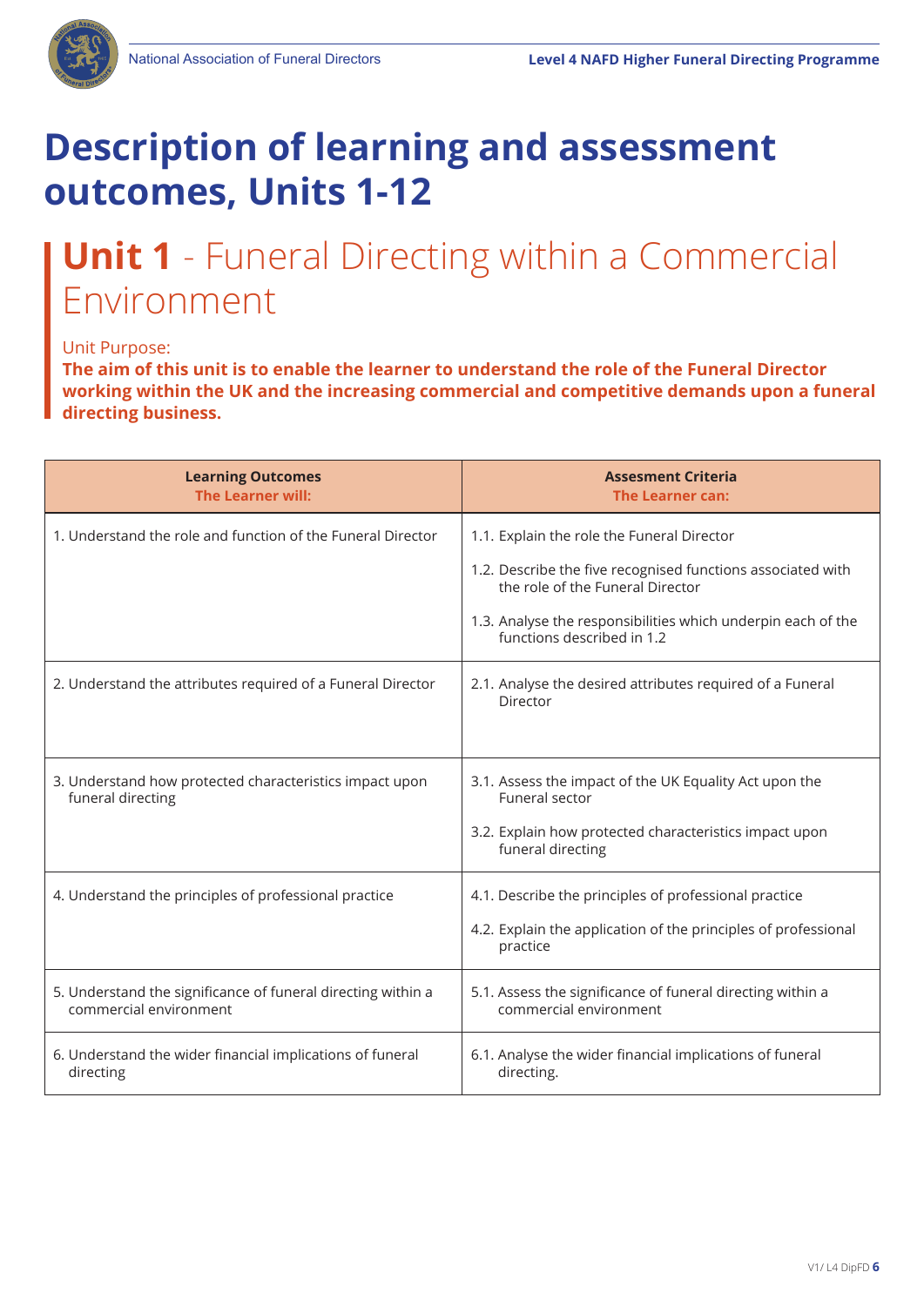# Description of learning and assessment outcomes, Units 1-12

## Unit 1 - Funeral Directing within a Commercial Environment

Unit Purpose:

**The aim of this unit is to enable the learner to understand the role of the Funeral Director working within the UK and the increasing commercial and competitive demands upon a funeral directing business.**

| **Learning Outcomes**<br>**The Learner will:** | **Assesment Criteria**<br>**The Learner can:** |
|---|---|
| 1. Understand the role and function of the Funeral Director | 1.1. Explain the role the Funeral Director<br><br>1.2. Describe the five recognised functions associated with the role of the Funeral Director<br><br>1.3. Analyse the responsibilities which underpin each of the functions described in 1.2 |
| 2. Understand the attributes required of a Funeral Director | 2.1. Analyse the desired attributes required of a Funeral Director |
| 3. Understand how protected characteristics impact upon funeral directing | 3.1. Assess the impact of the UK Equality Act upon the Funeral sector<br><br>3.2. Explain how protected characteristics impact upon funeral directing |
| 4. Understand the principles of professional practice | 4.1. Describe the principles of professional practice<br><br>4.2. Explain the application of the principles of professional practice |
| 5. Understand the significance of funeral directing within a commercial environment | 5.1. Assess the significance of funeral directing within a commercial environment |
| 6. Understand the wider financial implications of funeral directing | 6.1. Analyse the wider financial implications of funeral directing. |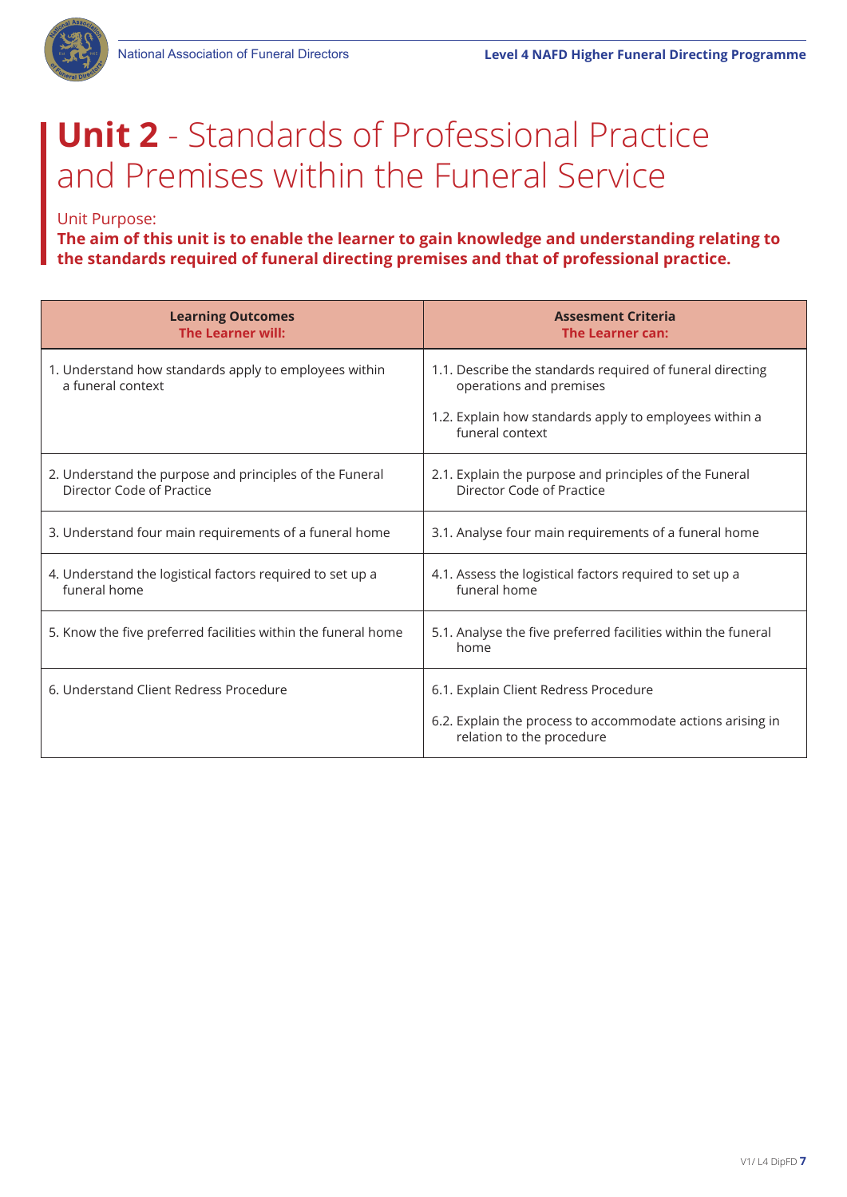# **Unit 2** - Standards of Professional Practice and Premises within the Funeral Service

Unit Purpose:

**The aim of this unit is to enable the learner to gain knowledge and understanding relating to the standards required of funeral directing premises and that of professional practice.**

| **Learning Outcomes**<br>**The Learner will:** | **Assesment Criteria**<br>**The Learner can:** |
|---|---|
| 1. Understand how standards apply to employees within a funeral context | 1.1. Describe the standards required of funeral directing operations and premises<br>1.2. Explain how standards apply to employees within a funeral context |
| 2. Understand the purpose and principles of the Funeral Director Code of Practice | 2.1. Explain the purpose and principles of the Funeral Director Code of Practice |
| 3. Understand four main requirements of a funeral home | 3.1. Analyse four main requirements of a funeral home |
| 4. Understand the logistical factors required to set up a funeral home | 4.1. Assess the logistical factors required to set up a funeral home |
| 5. Know the five preferred facilities within the funeral home | 5.1. Analyse the five preferred facilities within the funeral home |
| 6. Understand Client Redress Procedure | 6.1. Explain Client Redress Procedure<br>6.2. Explain the process to accommodate actions arising in relation to the procedure |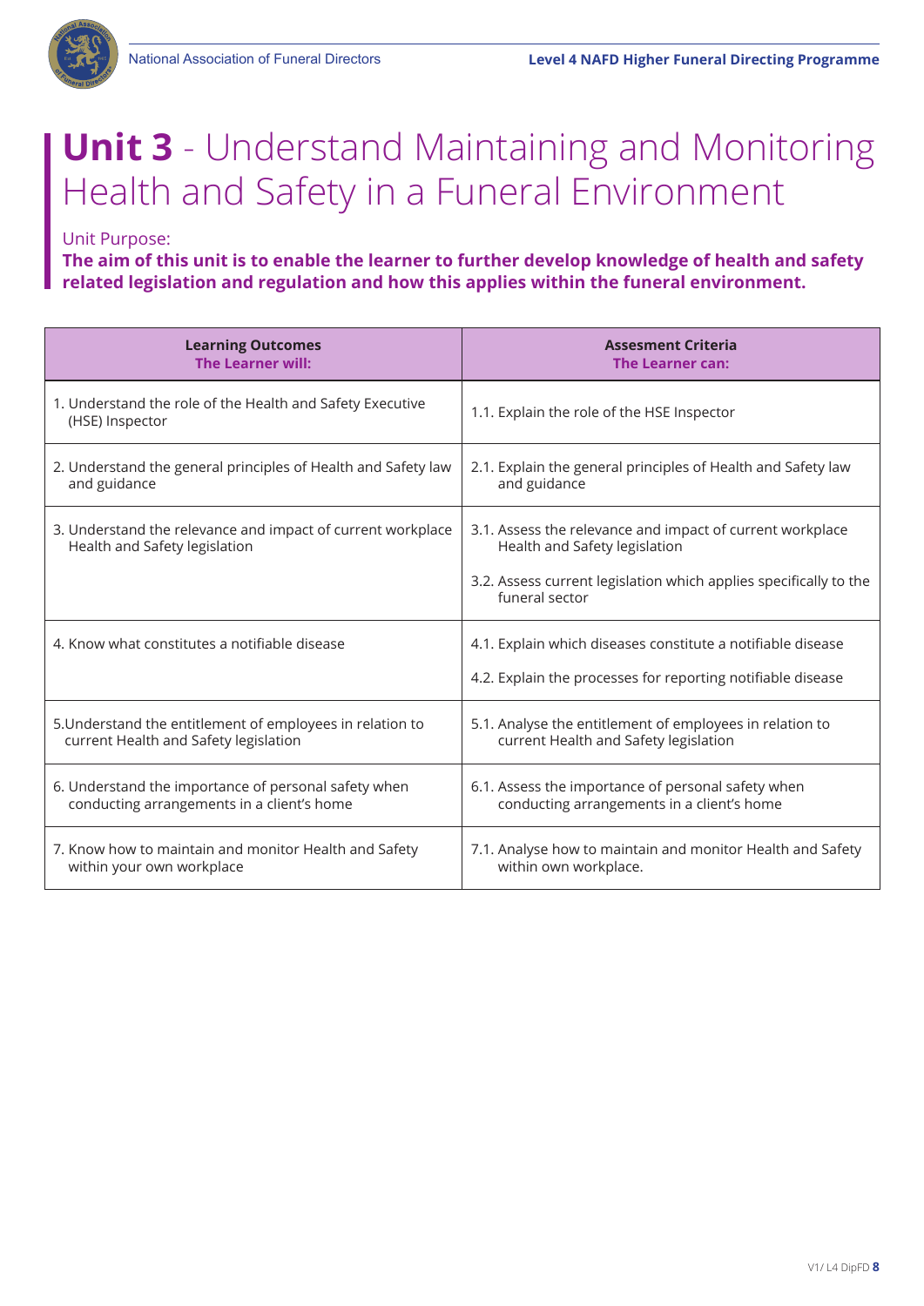# **Unit 3** - Understand Maintaining and Monitoring Health and Safety in a Funeral Environment

Unit Purpose:

**The aim of this unit is to enable the learner to further develop knowledge of health and safety related legislation and regulation and how this applies within the funeral environment.**

| **Learning Outcomes**<br>**The Learner will:** | **Assesment Criteria**<br>**The Learner can:** |
|---|---|
| 1. Understand the role of the Health and Safety Executive (HSE) Inspector | 1.1. Explain the role of the HSE Inspector |
| 2. Understand the general principles of Health and Safety law and guidance | 2.1. Explain the general principles of Health and Safety law and guidance |
| 3. Understand the relevance and impact of current workplace Health and Safety legislation | 3.1. Assess the relevance and impact of current workplace Health and Safety legislation<br>3.2. Assess current legislation which applies specifically to the funeral sector |
| 4. Know what constitutes a notifiable disease | 4.1. Explain which diseases constitute a notifiable disease<br>4.2. Explain the processes for reporting notifiable disease |
| 5.Understand the entitlement of employees in relation to current Health and Safety legislation | 5.1. Analyse the entitlement of employees in relation to current Health and Safety legislation |
| 6. Understand the importance of personal safety when conducting arrangements in a client's home | 6.1. Assess the importance of personal safety when conducting arrangements in a client's home |
| 7. Know how to maintain and monitor Health and Safety within your own workplace | 7.1. Analyse how to maintain and monitor Health and Safety within own workplace. |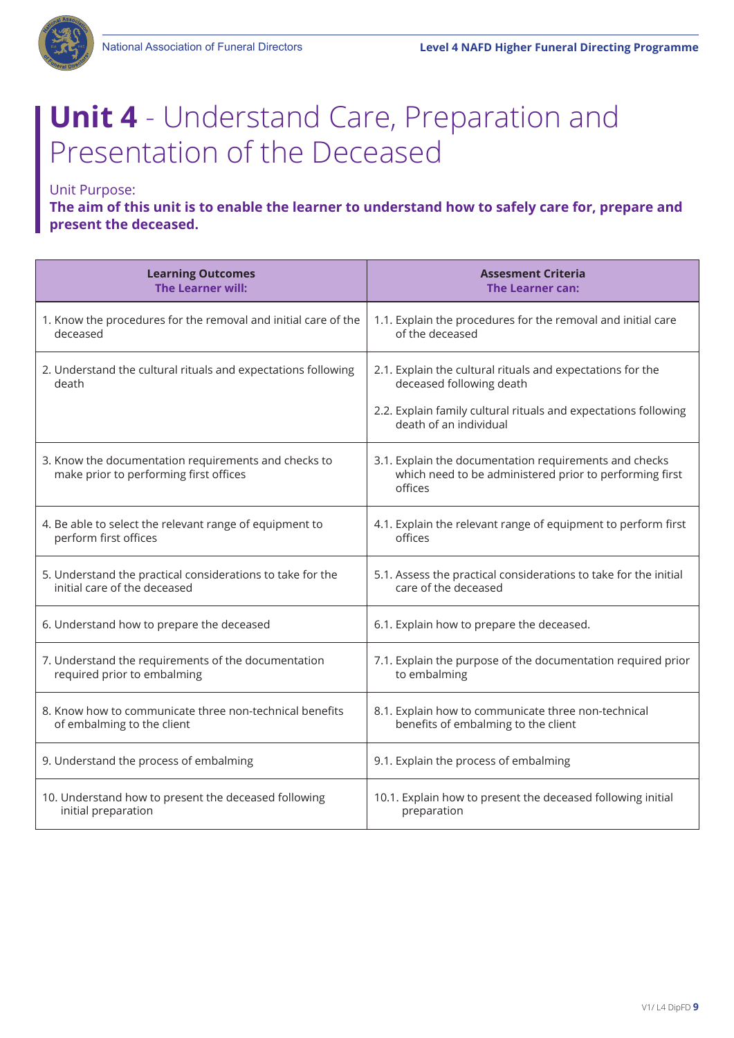# **Unit 4** - Understand Care, Preparation and Presentation of the Deceased

Unit Purpose:

**The aim of this unit is to enable the learner to understand how to safely care for, prepare and present the deceased.**

| **Learning Outcomes**<br>**The Learner will:** | **Assesment Criteria**<br>**The Learner can:** |
|---|---|
| 1. Know the procedures for the removal and initial care of the deceased | 1.1. Explain the procedures for the removal and initial care of the deceased |
| 2. Understand the cultural rituals and expectations following death | 2.1. Explain the cultural rituals and expectations for the deceased following death<br><br>2.2. Explain family cultural rituals and expectations following death of an individual |
| 3. Know the documentation requirements and checks to make prior to performing first offices | 3.1. Explain the documentation requirements and checks which need to be administered prior to performing first offices |
| 4. Be able to select the relevant range of equipment to perform first offices | 4.1. Explain the relevant range of equipment to perform first offices |
| 5. Understand the practical considerations to take for the initial care of the deceased | 5.1. Assess the practical considerations to take for the initial care of the deceased |
| 6. Understand how to prepare the deceased | 6.1. Explain how to prepare the deceased. |
| 7. Understand the requirements of the documentation required prior to embalming | 7.1. Explain the purpose of the documentation required prior to embalming |
| 8. Know how to communicate three non-technical benefits of embalming to the client | 8.1. Explain how to communicate three non-technical benefits of embalming to the client |
| 9. Understand the process of embalming | 9.1. Explain the process of embalming |
| 10. Understand how to present the deceased following initial preparation | 10.1. Explain how to present the deceased following initial preparation |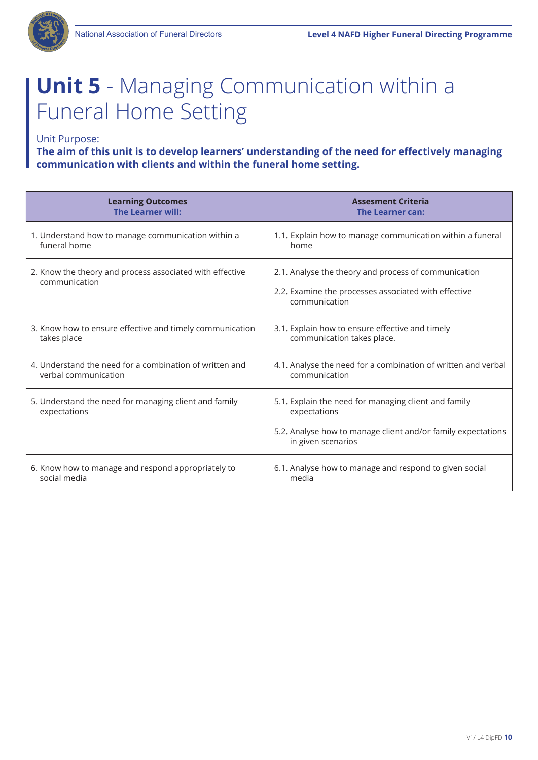# **Unit 5** - Managing Communication within a Funeral Home Setting

Unit Purpose:

**The aim of this unit is to develop learners' understanding of the need for effectively managing communication with clients and within the funeral home setting.**

| **Learning Outcomes** **The Learner will:** | **Assesment Criteria** **The Learner can:** |
|---|---|
| 1. Understand how to manage communication within a funeral home | 1.1. Explain how to manage communication within a funeral home |
| 2. Know the theory and process associated with effective communication | 2.1. Analyse the theory and process of communication<br>2.2. Examine the processes associated with effective communication |
| 3. Know how to ensure effective and timely communication takes place | 3.1. Explain how to ensure effective and timely communication takes place. |
| 4. Understand the need for a combination of written and verbal communication | 4.1. Analyse the need for a combination of written and verbal communication |
| 5. Understand the need for managing client and family expectations | 5.1. Explain the need for managing client and family expectations<br>5.2. Analyse how to manage client and/or family expectations in given scenarios |
| 6. Know how to manage and respond appropriately to social media | 6.1. Analyse how to manage and respond to given social media |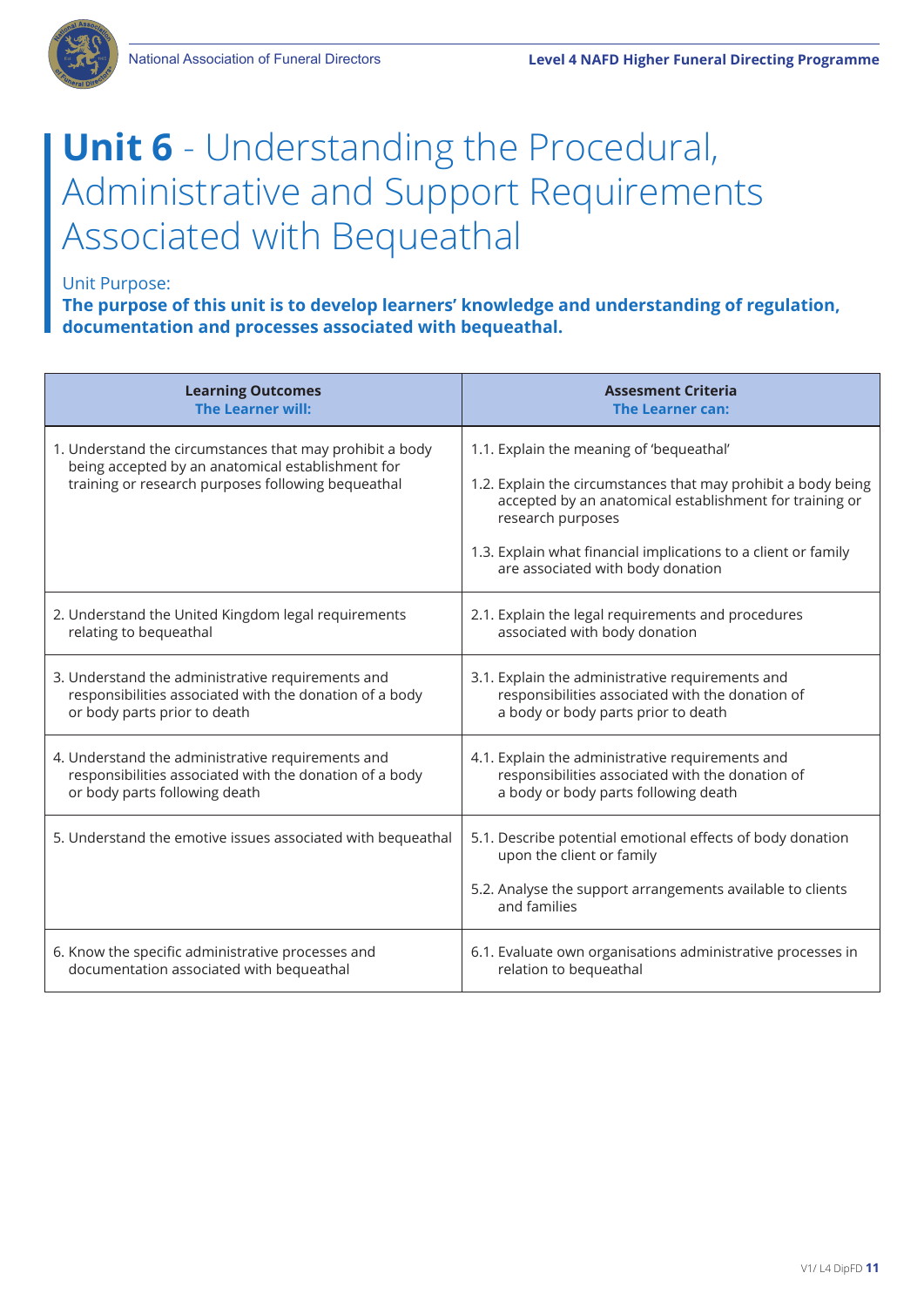# **Unit 6** - Understanding the Procedural, Administrative and Support Requirements Associated with Bequeathal

Unit Purpose:

**The purpose of this unit is to develop learners' knowledge and understanding of regulation, documentation and processes associated with bequeathal.**

| **Learning Outcomes**<br>**The Learner will:** | **Assesment Criteria**<br>**The Learner can:** |
|---|---|
| 1. Understand the circumstances that may prohibit a body being accepted by an anatomical establishment for training or research purposes following bequeathal | 1.1. Explain the meaning of 'bequeathal'<br>1.2. Explain the circumstances that may prohibit a body being accepted by an anatomical establishment for training or research purposes<br>1.3. Explain what financial implications to a client or family are associated with body donation |
| 2. Understand the United Kingdom legal requirements relating to bequeathal | 2.1. Explain the legal requirements and procedures associated with body donation |
| 3. Understand the administrative requirements and responsibilities associated with the donation of a body or body parts prior to death | 3.1. Explain the administrative requirements and responsibilities associated with the donation of a body or body parts prior to death |
| 4. Understand the administrative requirements and responsibilities associated with the donation of a body or body parts following death | 4.1. Explain the administrative requirements and responsibilities associated with the donation of a body or body parts following death |
| 5. Understand the emotive issues associated with bequeathal | 5.1. Describe potential emotional effects of body donation upon the client or family<br>5.2. Analyse the support arrangements available to clients and families |
| 6. Know the specific administrative processes and documentation associated with bequeathal | 6.1. Evaluate own organisations administrative processes in relation to bequeathal |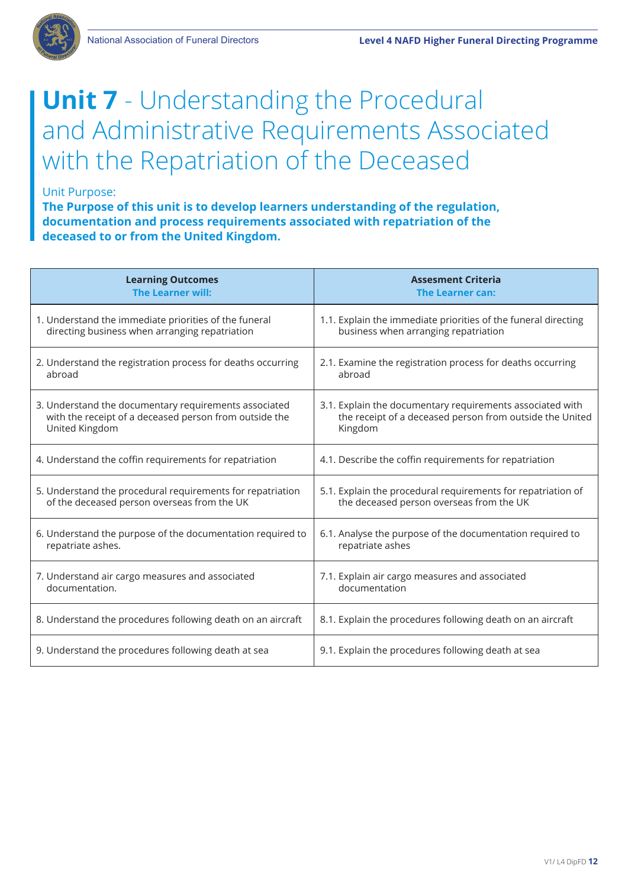# **Unit 7** - Understanding the Procedural and Administrative Requirements Associated with the Repatriation of the Deceased

Unit Purpose:

**The Purpose of this unit is to develop learners understanding of the regulation, documentation and process requirements associated with repatriation of the deceased to or from the United Kingdom.**

| **Learning Outcomes**<br>**The Learner will:** | **Assesment Criteria**<br>**The Learner can:** |
|---|---|
| 1. Understand the immediate priorities of the funeral directing business when arranging repatriation | 1.1. Explain the immediate priorities of the funeral directing business when arranging repatriation |
| 2. Understand the registration process for deaths occurring abroad | 2.1. Examine the registration process for deaths occurring abroad |
| 3. Understand the documentary requirements associated with the receipt of a deceased person from outside the United Kingdom | 3.1. Explain the documentary requirements associated with the receipt of a deceased person from outside the United Kingdom |
| 4. Understand the coffin requirements for repatriation | 4.1. Describe the coffin requirements for repatriation |
| 5. Understand the procedural requirements for repatriation of the deceased person overseas from the UK | 5.1. Explain the procedural requirements for repatriation of the deceased person overseas from the UK |
| 6. Understand the purpose of the documentation required to repatriate ashes. | 6.1. Analyse the purpose of the documentation required to repatriate ashes |
| 7. Understand air cargo measures and associated documentation. | 7.1. Explain air cargo measures and associated documentation |
| 8. Understand the procedures following death on an aircraft | 8.1. Explain the procedures following death on an aircraft |
| 9. Understand the procedures following death at sea | 9.1. Explain the procedures following death at sea |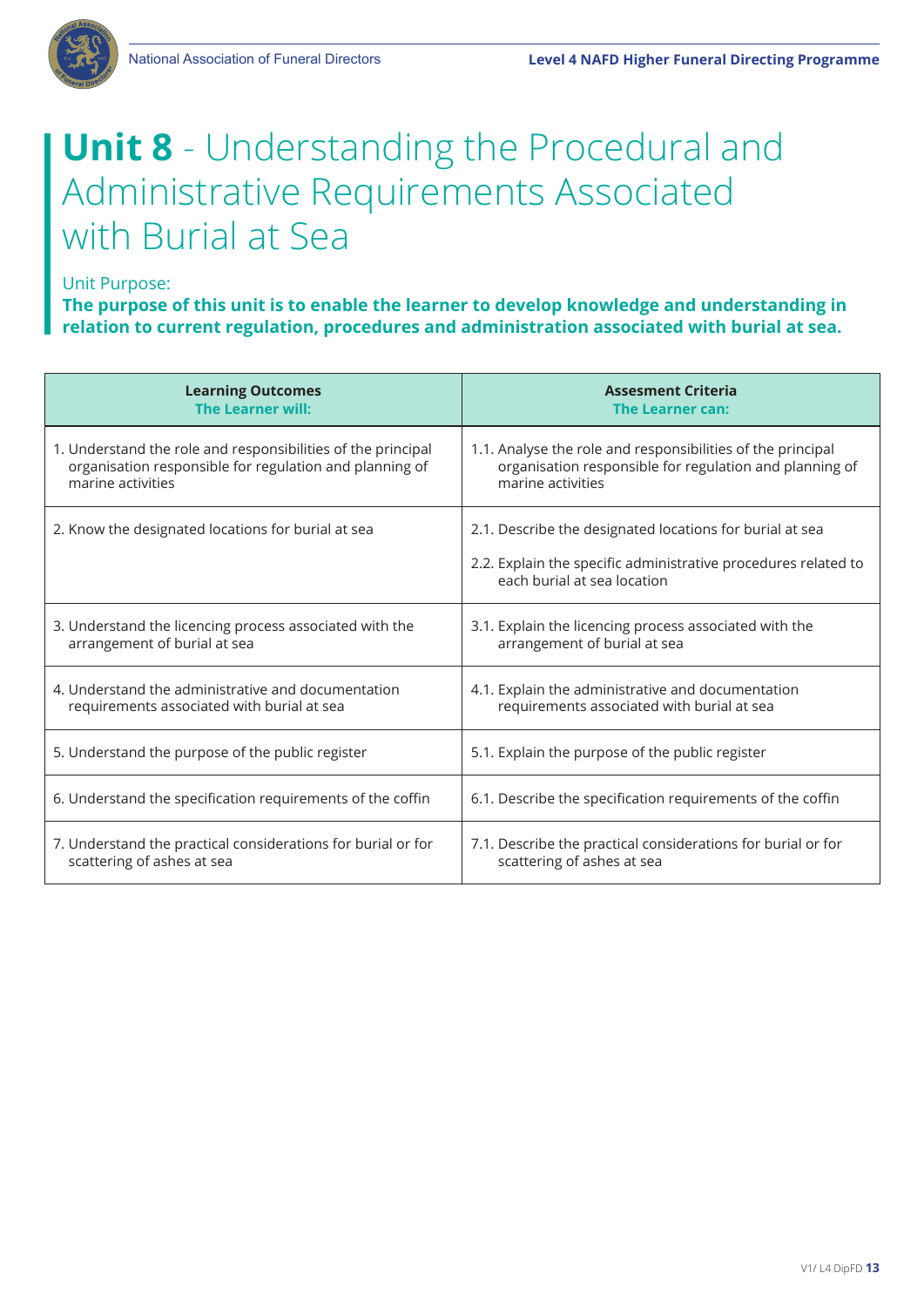# **Unit 8** - Understanding the Procedural and Administrative Requirements Associated with Burial at Sea

Unit Purpose:

**The purpose of this unit is to enable the learner to develop knowledge and understanding in relation to current regulation, procedures and administration associated with burial at sea.**

| **Learning Outcomes**<br>**The Learner will:** | **Assesment Criteria**<br>**The Learner can:** |
|---|---|
| 1. Understand the role and responsibilities of the principal organisation responsible for regulation and planning of marine activities | 1.1. Analyse the role and responsibilities of the principal organisation responsible for regulation and planning of marine activities |
| 2. Know the designated locations for burial at sea | 2.1. Describe the designated locations for burial at sea<br>2.2. Explain the specific administrative procedures related to each burial at sea location |
| 3. Understand the licencing process associated with the arrangement of burial at sea | 3.1. Explain the licencing process associated with the arrangement of burial at sea |
| 4. Understand the administrative and documentation requirements associated with burial at sea | 4.1. Explain the administrative and documentation requirements associated with burial at sea |
| 5. Understand the purpose of the public register | 5.1. Explain the purpose of the public register |
| 6. Understand the specification requirements of the coffin | 6.1. Describe the specification requirements of the coffin |
| 7. Understand the practical considerations for burial or for scattering of ashes at sea | 7.1. Describe the practical considerations for burial or for scattering of ashes at sea |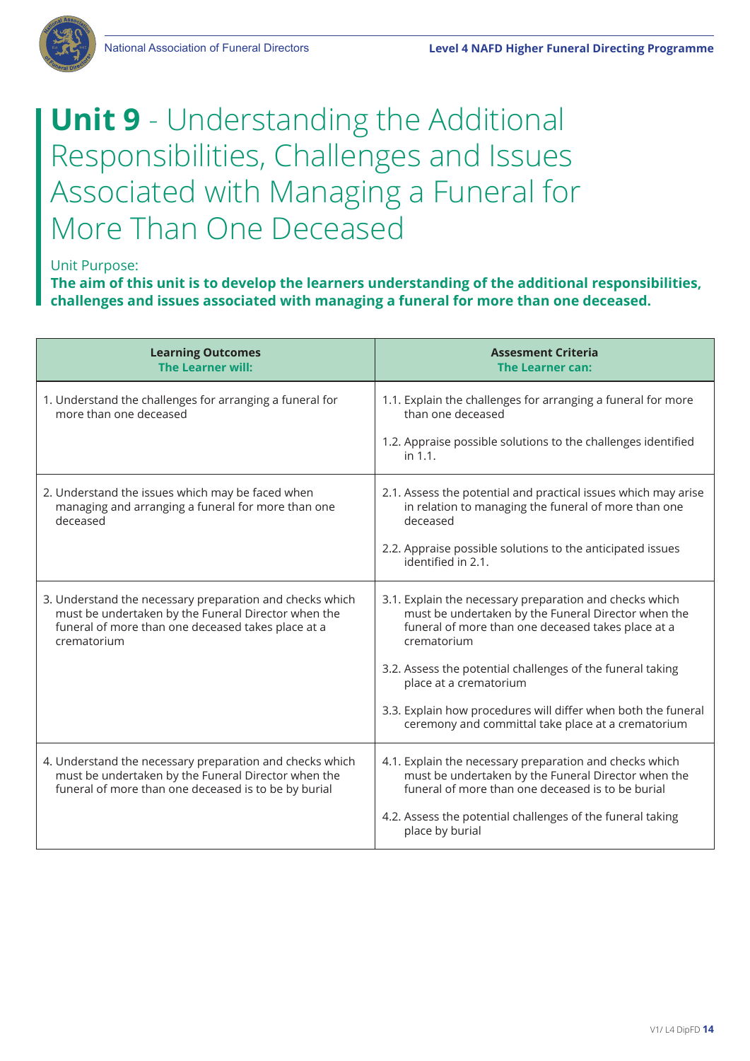# **Unit 9** - Understanding the Additional Responsibilities, Challenges and Issues Associated with Managing a Funeral for More Than One Deceased

Unit Purpose:

**The aim of this unit is to develop the learners understanding of the additional responsibilities, challenges and issues associated with managing a funeral for more than one deceased.**

| **Learning Outcomes**<br>**The Learner will:** | **Assesment Criteria**<br>**The Learner can:** |
|---|---|
| 1. Understand the challenges for arranging a funeral for more than one deceased | 1.1. Explain the challenges for arranging a funeral for more than one deceased<br><br>1.2. Appraise possible solutions to the challenges identified in 1.1. |
| 2. Understand the issues which may be faced when managing and arranging a funeral for more than one deceased | 2.1. Assess the potential and practical issues which may arise in relation to managing the funeral of more than one deceased<br><br>2.2. Appraise possible solutions to the anticipated issues identified in 2.1. |
| 3. Understand the necessary preparation and checks which must be undertaken by the Funeral Director when the funeral of more than one deceased takes place at a crematorium | 3.1. Explain the necessary preparation and checks which must be undertaken by the Funeral Director when the funeral of more than one deceased takes place at a crematorium<br><br>3.2. Assess the potential challenges of the funeral taking place at a crematorium<br><br>3.3. Explain how procedures will differ when both the funeral ceremony and committal take place at a crematorium |
| 4. Understand the necessary preparation and checks which must be undertaken by the Funeral Director when the funeral of more than one deceased is to be by burial | 4.1. Explain the necessary preparation and checks which must be undertaken by the Funeral Director when the funeral of more than one deceased is to be burial<br><br>4.2. Assess the potential challenges of the funeral taking place by burial |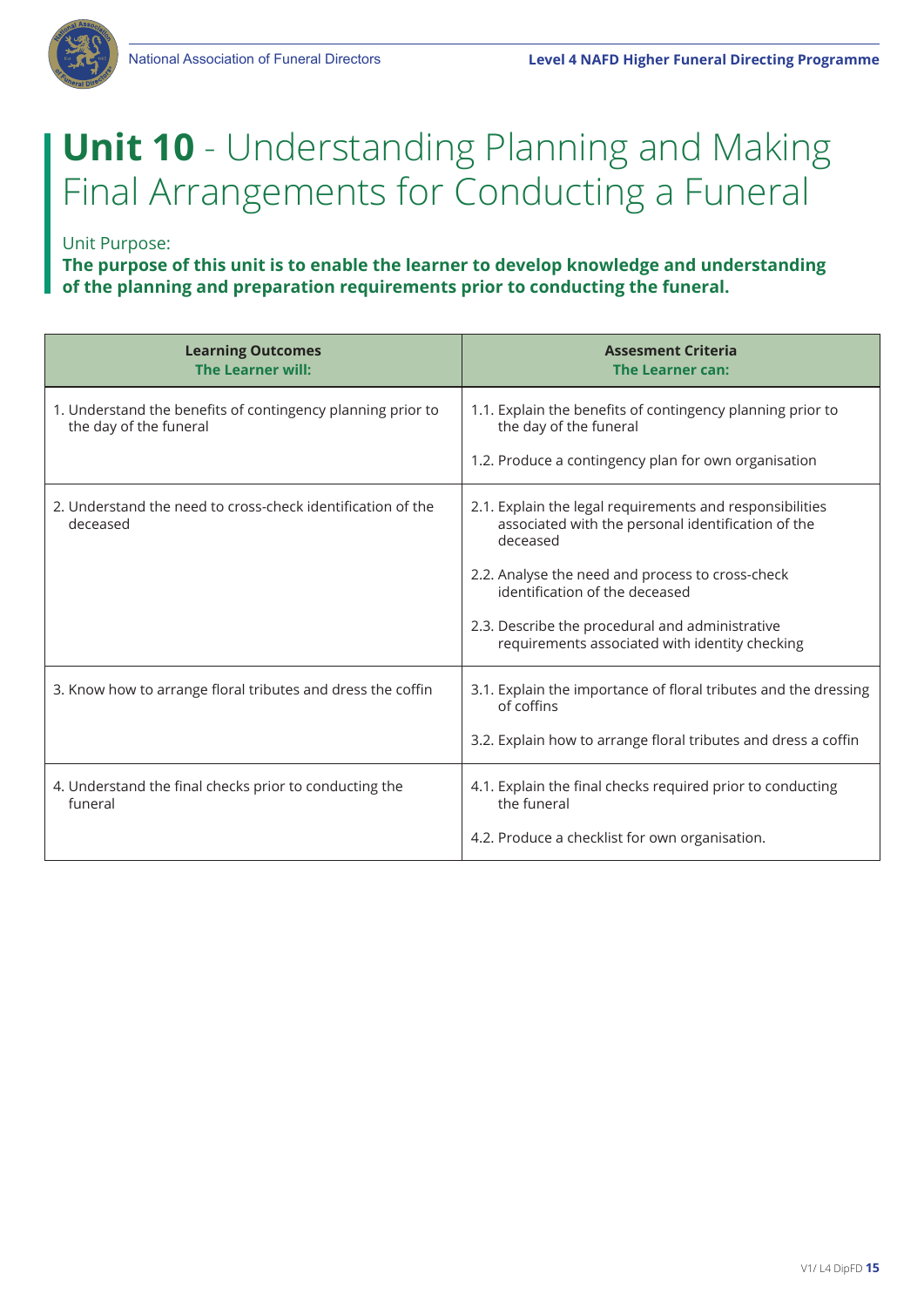# **Unit 10** - Understanding Planning and Making Final Arrangements for Conducting a Funeral

Unit Purpose:

**The purpose of this unit is to enable the learner to develop knowledge and understanding of the planning and preparation requirements prior to conducting the funeral.**

| **Learning Outcomes**<br>**The Learner will:** | **Assesment Criteria**<br>**The Learner can:** |
|---|---|
| 1. Understand the benefits of contingency planning prior to the day of the funeral | 1.1. Explain the benefits of contingency planning prior to the day of the funeral<br><br>1.2. Produce a contingency plan for own organisation |
| 2. Understand the need to cross-check identification of the deceased | 2.1. Explain the legal requirements and responsibilities associated with the personal identification of the deceased<br><br>2.2. Analyse the need and process to cross-check identification of the deceased<br><br>2.3. Describe the procedural and administrative requirements associated with identity checking |
| 3. Know how to arrange floral tributes and dress the coffin | 3.1. Explain the importance of floral tributes and the dressing of coffins<br><br>3.2. Explain how to arrange floral tributes and dress a coffin |
| 4. Understand the final checks prior to conducting the funeral | 4.1. Explain the final checks required prior to conducting the funeral<br><br>4.2. Produce a checklist for own organisation. |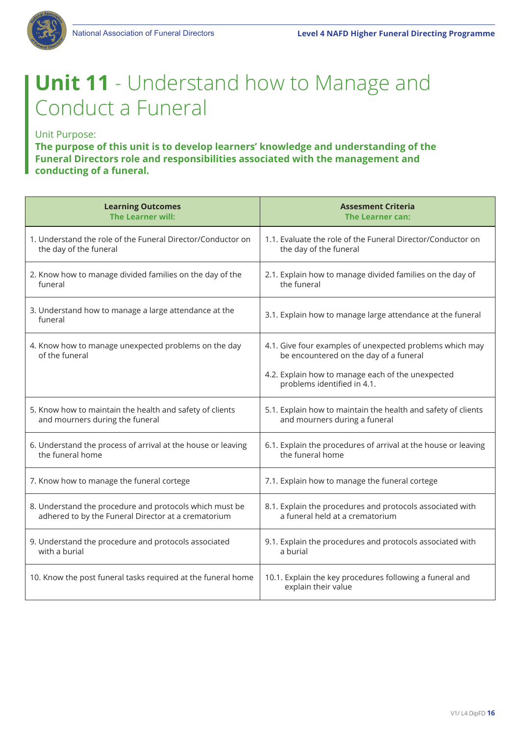# Unit 11 - Understand how to Manage and Conduct a Funeral

Unit Purpose:

**The purpose of this unit is to develop learners' knowledge and understanding of the Funeral Directors role and responsibilities associated with the management and conducting of a funeral.**

| Learning Outcomes<br>The Learner will: | Assesment Criteria<br>The Learner can: |
|---|---|
| 1. Understand the role of the Funeral Director/Conductor on the day of the funeral | 1.1. Evaluate the role of the Funeral Director/Conductor on the day of the funeral |
| 2. Know how to manage divided families on the day of the funeral | 2.1. Explain how to manage divided families on the day of the funeral |
| 3. Understand how to manage a large attendance at the funeral | 3.1. Explain how to manage large attendance at the funeral |
| 4. Know how to manage unexpected problems on the day of the funeral | 4.1. Give four examples of unexpected problems which may be encountered on the day of a funeral<br>4.2. Explain how to manage each of the unexpected problems identified in 4.1. |
| 5. Know how to maintain the health and safety of clients and mourners during the funeral | 5.1. Explain how to maintain the health and safety of clients and mourners during a funeral |
| 6. Understand the process of arrival at the house or leaving the funeral home | 6.1. Explain the procedures of arrival at the house or leaving the funeral home |
| 7. Know how to manage the funeral cortege | 7.1. Explain how to manage the funeral cortege |
| 8. Understand the procedure and protocols which must be adhered to by the Funeral Director at a crematorium | 8.1. Explain the procedures and protocols associated with a funeral held at a crematorium |
| 9. Understand the procedure and protocols associated with a burial | 9.1. Explain the procedures and protocols associated with a burial |
| 10. Know the post funeral tasks required at the funeral home | 10.1. Explain the key procedures following a funeral and explain their value |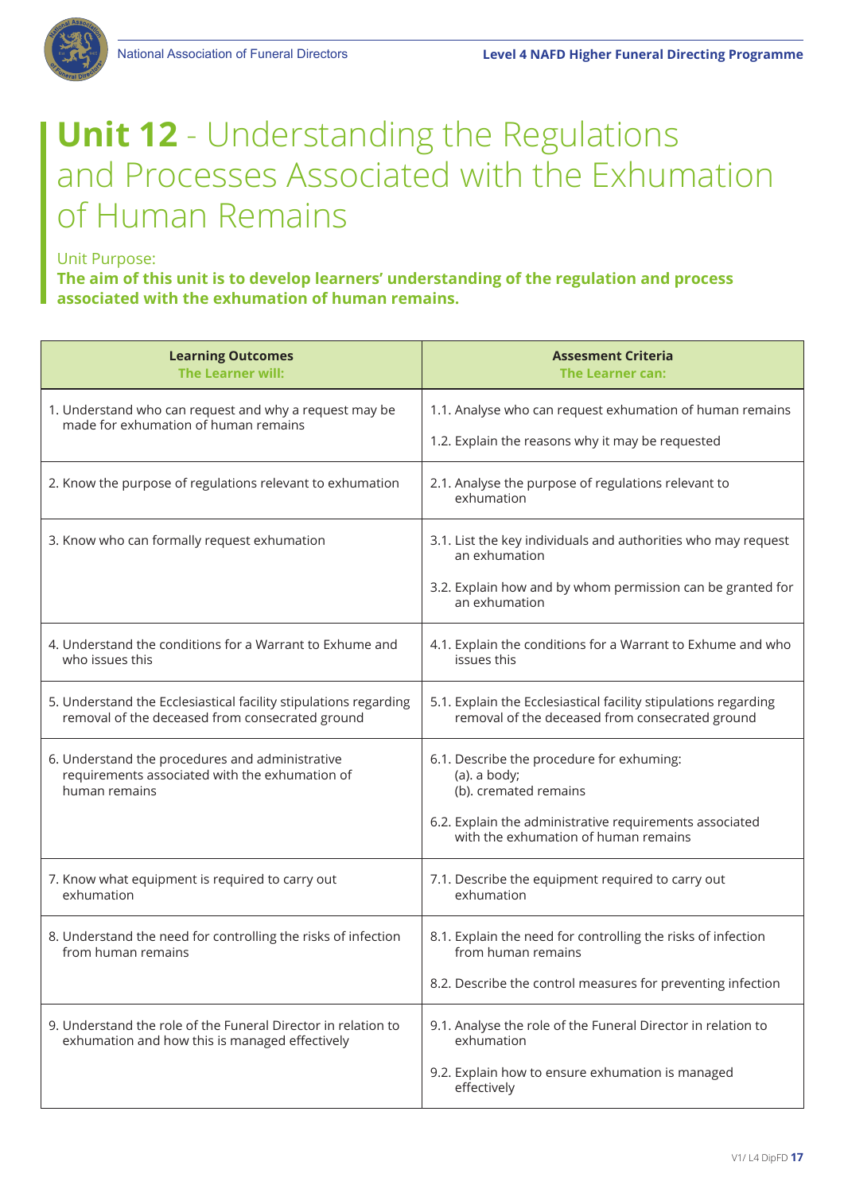# Unit 12 - Understanding the Regulations and Processes Associated with the Exhumation of Human Remains

Unit Purpose:

**The aim of this unit is to develop learners' understanding of the regulation and process associated with the exhumation of human remains.**

| **Learning Outcomes**<br>The Learner will: | **Assesment Criteria**<br>The Learner can: |
|---|---|
| 1. Understand who can request and why a request may be made for exhumation of human remains | 1.1. Analyse who can request exhumation of human remains<br>1.2. Explain the reasons why it may be requested |
| 2. Know the purpose of regulations relevant to exhumation | 2.1. Analyse the purpose of regulations relevant to exhumation |
| 3. Know who can formally request exhumation | 3.1. List the key individuals and authorities who may request an exhumation<br>3.2. Explain how and by whom permission can be granted for an exhumation |
| 4. Understand the conditions for a Warrant to Exhume and who issues this | 4.1. Explain the conditions for a Warrant to Exhume and who issues this |
| 5. Understand the Ecclesiastical facility stipulations regarding removal of the deceased from consecrated ground | 5.1. Explain the Ecclesiastical facility stipulations regarding removal of the deceased from consecrated ground |
| 6. Understand the procedures and administrative requirements associated with the exhumation of human remains | 6.1. Describe the procedure for exhuming:<br>(a). a body;<br>(b). cremated remains<br>6.2. Explain the administrative requirements associated with the exhumation of human remains |
| 7. Know what equipment is required to carry out exhumation | 7.1. Describe the equipment required to carry out exhumation |
| 8. Understand the need for controlling the risks of infection from human remains | 8.1. Explain the need for controlling the risks of infection from human remains<br>8.2. Describe the control measures for preventing infection |
| 9. Understand the role of the Funeral Director in relation to exhumation and how this is managed effectively | 9.1. Analyse the role of the Funeral Director in relation to exhumation<br>9.2. Explain how to ensure exhumation is managed effectively |